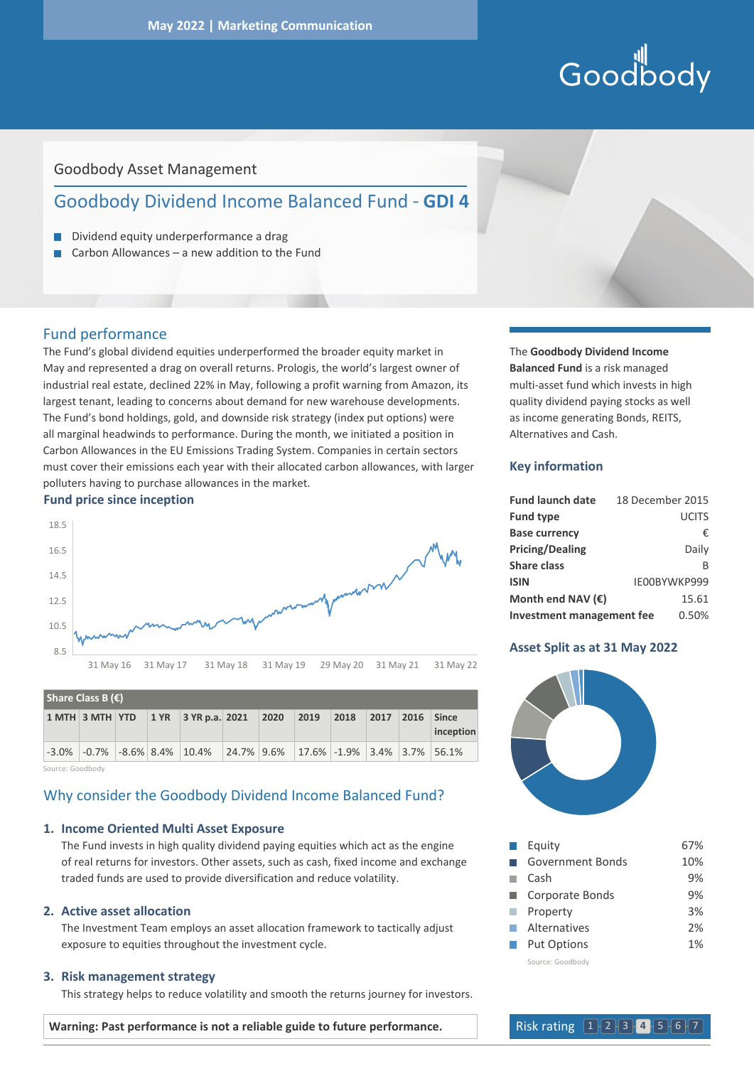May 2022 | Marketing Communication

Goodbody Asset Management

# Goodbody Dividend Income Balanced Fund - **GDI 4**

- Dividend equity underperformance a drag
- Carbon Allowances – a new addition to the Fund

## Fund performance

The Fund's global dividend equities underperformed the broader equity market in May and represented a drag on overall returns. Prologis, the world's largest owner of industrial real estate, declined 22% in May, following a profit warning from Amazon, its largest tenant, leading to concerns about demand for new warehouse developments. The Fund's bond holdings, gold, and downside risk strategy (index put options) were all marginal headwinds to performance. During the month, we initiated a position in Carbon Allowances in the EU Emissions Trading System. Companies in certain sectors must cover their emissions each year with their allocated carbon allowances, with larger polluters having to purchase allowances in the market.

### Fund price since inception

| Share Class B (€) | | | | | | | | | | | |
|---|---|---|---|---|---|---|---|---|---|---|---|
| 1 MTH | 3 MTH | YTD | 1 YR | 3 YR p.a. | 2021 | 2020 | 2019 | 2018 | 2017 | 2016 | Since inception |
| -3.0% | -0.7% | -8.6% | 8.4% | 10.4% | 24.7% | 9.6% | 17.6% | -1.9% | 3.4% | 3.7% | 56.1% |

Source: Goodbody

## Why consider the Goodbody Dividend Income Balanced Fund?

1. **Income Oriented Multi Asset Exposure**
   The Fund invests in high quality dividend paying equities which act as the engine of real returns for investors. Other assets, such as cash, fixed income and exchange traded funds are used to provide diversification and reduce volatility.

2. **Active asset allocation**
   The Investment Team employs an asset allocation framework to tactically adjust exposure to equities throughout the investment cycle.

3. **Risk management strategy**
   This strategy helps to reduce volatility and smooth the returns journey for investors.

**Warning: Past performance is not a reliable guide to future performance.**

The **Goodbody Dividend Income Balanced Fund** is a risk managed multi-asset fund which invests in high quality dividend paying stocks as well as income generating Bonds, REITS, Alternatives and Cash.

## Key information

| | |
|---|---|
| **Fund launch date** | 18 December 2015 |
| **Fund type** | UCITS |
| **Base currency** | € |
| **Pricing/Dealing** | Daily |
| **Share class** | B |
| **ISIN** | IE00BYWKP999 |
| **Month end NAV (€)** | 15.61 |
| **Investment management fee** | 0.50% |

## Asset Split as at 31 May 2022

| | |
|---|---|
| Equity | 67% |
| Government Bonds | 10% |
| Cash | 9% |
| Corporate Bonds | 9% |
| Property | 3% |
| Alternatives | 2% |
| Put Options | 1% |

Source: Goodbody

Risk rating 1 2 3 **4** 5 6 7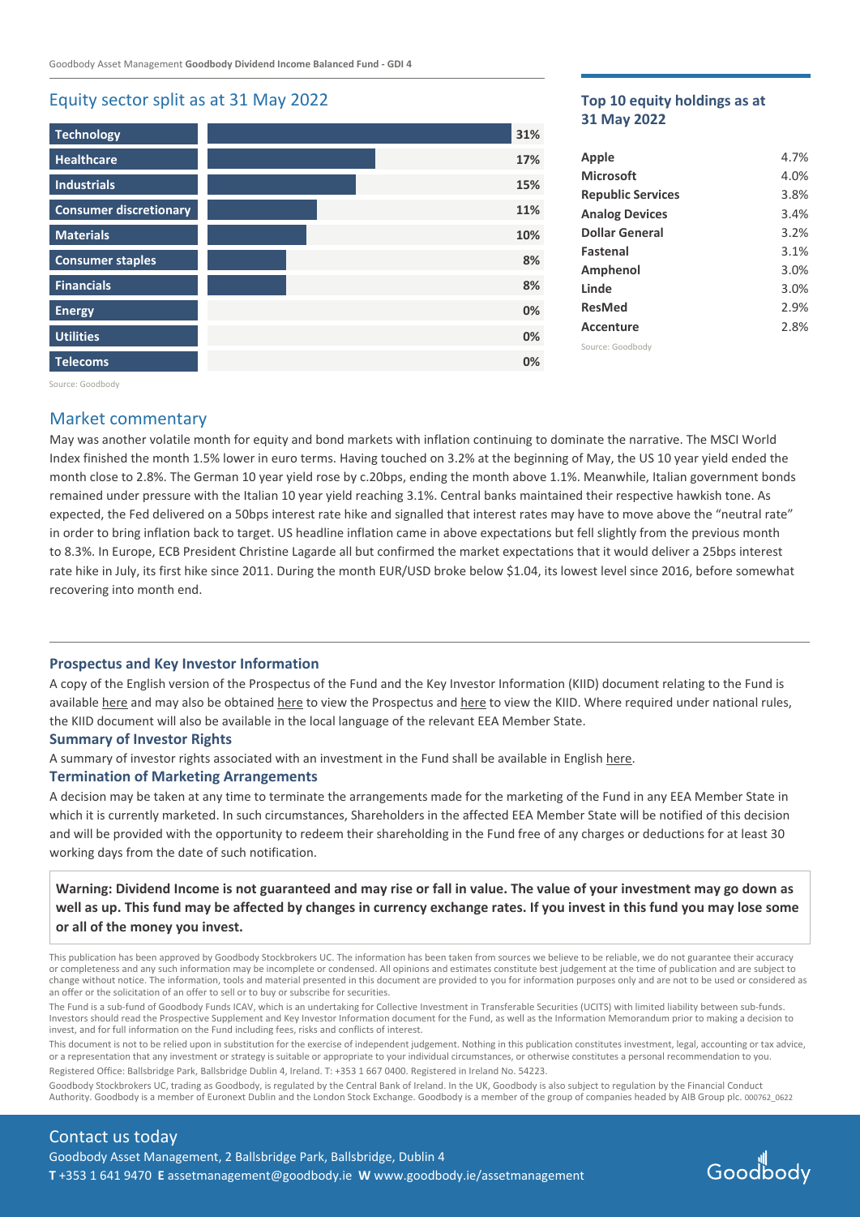## Equity sector split as at 31 May 2022

Technology 31%
Healthcare 17%
Industrials 15%
Consumer discretionary 11%
Materials 10%
Consumer staples 8%
Financials 8%
Energy 0%
Utilities 0%
Telecoms 0%

Source: Goodbody

## Top 10 equity holdings as at 31 May 2022

| | |
|---|---|
| **Apple** | 4.7% |
| **Microsoft** | 4.0% |
| **Republic Services** | 3.8% |
| **Analog Devices** | 3.4% |
| **Dollar General** | 3.2% |
| **Fastenal** | 3.1% |
| **Amphenol** | 3.0% |
| **Linde** | 3.0% |
| **ResMed** | 2.9% |
| **Accenture** | 2.8% |

Source: Goodbody

## Market commentary

May was another volatile month for equity and bond markets with inflation continuing to dominate the narrative. The MSCI World Index finished the month 1.5% lower in euro terms. Having touched on 3.2% at the beginning of May, the US 10 year yield ended the month close to 2.8%. The German 10 year yield rose by c.20bps, ending the month above 1.1%. Meanwhile, Italian government bonds remained under pressure with the Italian 10 year yield reaching 3.1%. Central banks maintained their respective hawkish tone. As expected, the Fed delivered on a 50bps interest rate hike and signalled that interest rates may have to move above the "neutral rate" in order to bring inflation back to target. US headline inflation came in above expectations but fell slightly from the previous month to 8.3%. In Europe, ECB President Christine Lagarde all but confirmed the market expectations that it would deliver a 25bps interest rate hike in July, its first hike since 2011. During the month EUR/USD broke below $1.04, its lowest level since 2016, before somewhat recovering into month end.

### Prospectus and Key Investor Information

A copy of the English version of the Prospectus of the Fund and the Key Investor Information (KIID) document relating to the Fund is available here and may also be obtained here to view the Prospectus and here to view the KIID. Where required under national rules, the KIID document will also be available in the local language of the relevant EEA Member State.

### Summary of Investor Rights

A summary of investor rights associated with an investment in the Fund shall be available in English here.

### Termination of Marketing Arrangements

A decision may be taken at any time to terminate the arrangements made for the marketing of the Fund in any EEA Member State in which it is currently marketed. In such circumstances, Shareholders in the affected EEA Member State will be notified of this decision and will be provided with the opportunity to redeem their shareholding in the Fund free of any charges or deductions for at least 30 working days from the date of such notification.

**Warning: Dividend Income is not guaranteed and may rise or fall in value. The value of your investment may go down as well as up. This fund may be affected by changes in currency exchange rates. If you invest in this fund you may lose some or all of the money you invest.**

This publication has been approved by Goodbody Stockbrokers UC. The information has been taken from sources we believe to be reliable, we do not guarantee their accuracy or completeness and any such information may be incomplete or condensed. All opinions and estimates constitute best judgement at the time of publication and are subject to change without notice. The information, tools and material presented in this document are provided to you for information purposes only and are not to be used or considered as an offer or the solicitation of an offer to sell or to buy or subscribe for securities.

The Fund is a sub-fund of Goodbody Funds ICAV, which is an undertaking for Collective Investment in Transferable Securities (UCITS) with limited liability between sub-funds. Investors should read the Prospective Supplement and Key Investor Information document for the Fund, as well as the Information Memorandum prior to making a decision to invest, and for full information on the Fund including fees, risks and conflicts of interest.

This document is not to be relied upon in substitution for the exercise of independent judgement. Nothing in this publication constitutes investment, legal, accounting or tax advice, or a representation that any investment or strategy is suitable or appropriate to your individual circumstances, or otherwise constitutes a personal recommendation to you.

Registered Office: Ballsbridge Park, Ballsbridge Dublin 4, Ireland. T: +353 1 667 0400. Registered in Ireland No. 54223.

Goodbody Stockbrokers UC, trading as Goodbody, is regulated by the Central Bank of Ireland. In the UK, Goodbody is also subject to regulation by the Financial Conduct Authority. Goodbody is a member of Euronext Dublin and the London Stock Exchange. Goodbody is a member of the group of companies headed by AIB Group plc. 000762_0622

## Contact us today

Goodbody Asset Management, 2 Ballsbridge Park, Ballsbridge, Dublin 4

**T** +353 1 641 9470 **E** assetmanagement@goodbody.ie **W** www.goodbody.ie/assetmanagement

Goodbody